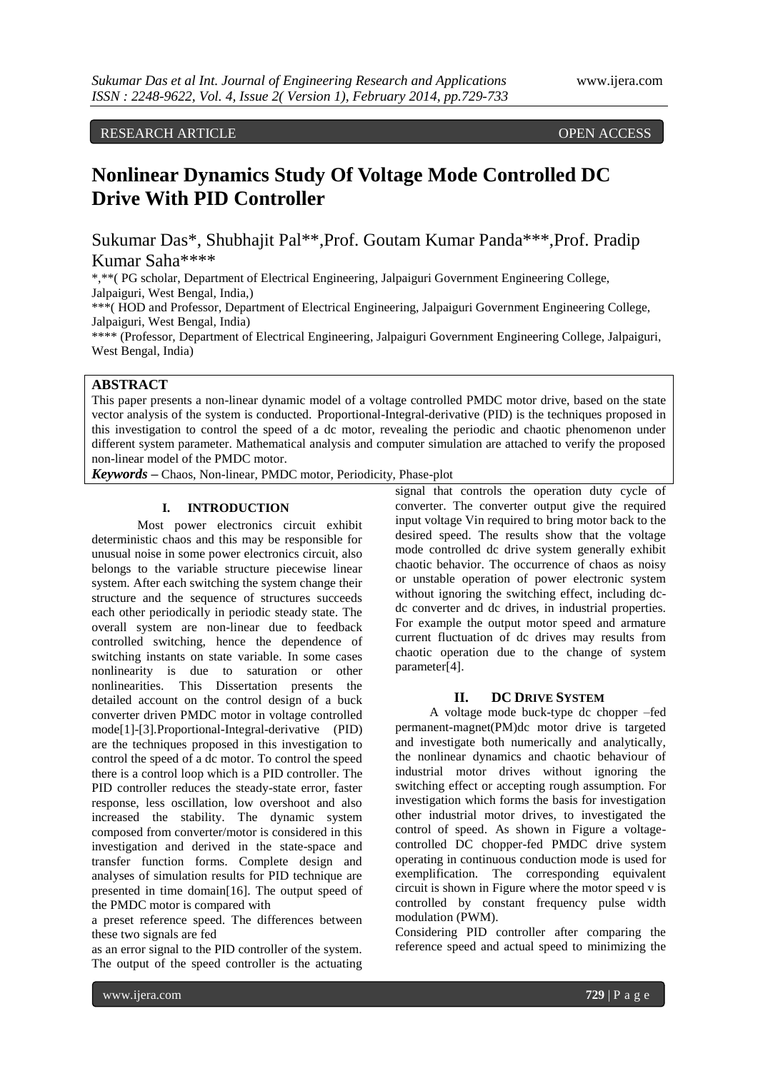RESEARCH ARTICLE OPEN ACCESS

# Nonlinear Dynamics Study Of Voltage Mode Controlled DC Drive With PID Controller

Sukumar Das*, Shubhajit Pal**,Prof. Goutam Kumar Panda***,Prof. Pradip Kumar Saha****

*,**( PG scholar, Department of Electrical Engineering, Jalpaiguri Government Engineering College, Jalpaiguri, West Bengal, India,)

***( HOD and Professor, Department of Electrical Engineering, Jalpaiguri Government Engineering College, Jalpaiguri, West Bengal, India)

**** (Professor, Department of Electrical Engineering, Jalpaiguri Government Engineering College, Jalpaiguri, West Bengal, India)

## ABSTRACT

This paper presents a non-linear dynamic model of a voltage controlled PMDC motor drive, based on the state vector analysis of the system is conducted. Proportional-Integral-derivative (PID) is the techniques proposed in this investigation to control the speed of a dc motor, revealing the periodic and chaotic phenomenon under different system parameter. Mathematical analysis and computer simulation are attached to verify the proposed non-linear model of the PMDC motor.

***Keywords*** **–** Chaos, Non-linear, PMDC motor, Periodicity, Phase-plot

## I. INTRODUCTION

Most power electronics circuit exhibit deterministic chaos and this may be responsible for unusual noise in some power electronics circuit, also belongs to the variable structure piecewise linear system. After each switching the system change their structure and the sequence of structures succeeds each other periodically in periodic steady state. The overall system are non-linear due to feedback controlled switching, hence the dependence of switching instants on state variable. In some cases nonlinearity is due to saturation or other nonlinearities. This Dissertation presents the detailed account on the control design of a buck converter driven PMDC motor in voltage controlled mode[1]-[3].Proportional-Integral-derivative (PID) are the techniques proposed in this investigation to control the speed of a dc motor. To control the speed there is a control loop which is a PID controller. The PID controller reduces the steady-state error, faster response, less oscillation, low overshoot and also increased the stability. The dynamic system composed from converter/motor is considered in this investigation and derived in the state-space and transfer function forms. Complete design and analyses of simulation results for PID technique are presented in time domain[16]. The output speed of the PMDC motor is compared with a preset reference speed. The differences between these two signals are fed as an error signal to the PID controller of the system. The output of the speed controller is the actuating signal that controls the operation duty cycle of converter. The converter output give the required input voltage Vin required to bring motor back to the desired speed. The results show that the voltage mode controlled dc drive system generally exhibit chaotic behavior. The occurrence of chaos as noisy or unstable operation of power electronic system without ignoring the switching effect, including dc-dc converter and dc drives, in industrial properties. For example the output motor speed and armature current fluctuation of dc drives may results from chaotic operation due to the change of system parameter[4].

## II. DC DRIVE SYSTEM

A voltage mode buck-type dc chopper –fed permanent-magnet(PM)dc motor drive is targeted and investigate both numerically and analytically, the nonlinear dynamics and chaotic behaviour of industrial motor drives without ignoring the switching effect or accepting rough assumption. For investigation which forms the basis for investigation other industrial motor drives, to investigated the control of speed. As shown in Figure a voltage-controlled DC chopper-fed PMDC drive system operating in continuous conduction mode is used for exemplification. The corresponding equivalent circuit is shown in Figure where the motor speed v is controlled by constant frequency pulse width modulation (PWM).

Considering PID controller after comparing the reference speed and actual speed to minimizing the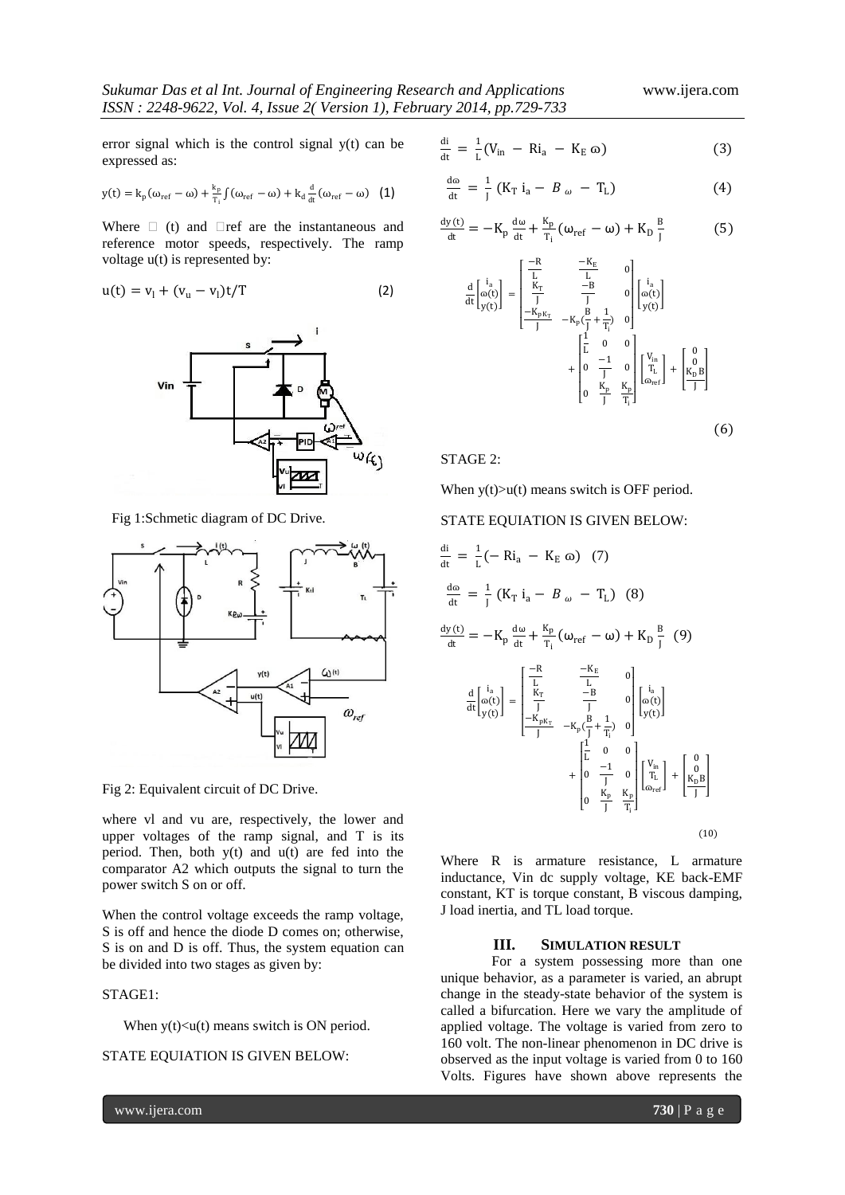error signal which is the control signal y(t) can be expressed as:

$$y(t) = k_p(\omega_{ref} - \omega) + \frac{k_p}{T_i}\int(\omega_{ref} - \omega) + k_d\frac{d}{dt}(\omega_{ref} - \omega) \quad (1)$$

Where $\omega$ (t) and $\omega$ref are the instantaneous and reference motor speeds, respectively. The ramp voltage u(t) is represented by:

$$u(t) = v_l + (v_u - v_l)t/T \quad (2)$$

Fig 1:Schmetic diagram of DC Drive.

Fig 2: Equivalent circuit of DC Drive.

where vl and vu are, respectively, the lower and upper voltages of the ramp signal, and T is its period. Then, both y(t) and u(t) are fed into the comparator A2 which outputs the signal to turn the power switch S on or off.

When the control voltage exceeds the ramp voltage, S is off and hence the diode D comes on; otherwise, S is on and D is off. Thus, the system equation can be divided into two stages as given by:

STAGE1:

When y(t)<u(t) means switch is ON period.

STATE EQUIATION IS GIVEN BELOW:

$$\frac{di}{dt} = \frac{1}{L}(V_{in} - Ri_a - K_E\,\omega) \quad (3)$$

$$\frac{d\omega}{dt} = \frac{1}{J}(K_T\, i_a - B_{\omega} - T_L) \quad (4)$$

$$\frac{dy(t)}{dt} = -K_p\frac{d\omega}{dt} + \frac{K_p}{T_i}(\omega_{ref} - \omega) + K_D\frac{B}{J} \quad (5)$$

$$\frac{d}{dt}\begin{bmatrix} i_a \\ \omega(t) \\ y(t) \end{bmatrix} = \begin{bmatrix} \frac{-R}{L} & \frac{-K_E}{L} & 0 \\ \frac{K_T}{J} & \frac{-B}{J} & 0 \\ \frac{-K_{pK_T}}{J} & -K_p(\frac{B}{J}+\frac{1}{T_i}) & 0 \end{bmatrix}\begin{bmatrix} i_a \\ \omega(t) \\ y(t) \end{bmatrix} + \begin{bmatrix} \frac{1}{L} & 0 & 0 \\ 0 & \frac{-1}{J} & 0 \\ 0 & \frac{K_p}{J} & \frac{K_p}{T_i} \end{bmatrix}\begin{bmatrix} V_{in} \\ T_L \\ \omega_{ref} \end{bmatrix} + \begin{bmatrix} 0 \\ 0 \\ \frac{K_D B}{J} \end{bmatrix} \quad (6)$$

STAGE 2:

When y(t)>u(t) means switch is OFF period.

STATE EQUIATION IS GIVEN BELOW:

$$\frac{di}{dt} = \frac{1}{L}(-Ri_a - K_E\,\omega) \quad (7)$$

$$\frac{d\omega}{dt} = \frac{1}{J}(K_T\, i_a - B_{\omega} - T_L) \quad (8)$$

$$\frac{dy(t)}{dt} = -K_p\frac{d\omega}{dt} + \frac{K_p}{T_i}(\omega_{ref} - \omega) + K_D\frac{B}{J} \quad (9)$$

$$\frac{d}{dt}\begin{bmatrix} i_a \\ \omega(t) \\ y(t) \end{bmatrix} = \begin{bmatrix} \frac{-R}{L} & \frac{-K_E}{L} & 0 \\ \frac{K_T}{J} & \frac{-B}{J} & 0 \\ \frac{-K_{pK_T}}{J} & -K_p(\frac{B}{J}+\frac{1}{T_i}) & 0 \end{bmatrix}\begin{bmatrix} i_a \\ \omega(t) \\ y(t) \end{bmatrix} + \begin{bmatrix} \frac{1}{L} & 0 & 0 \\ 0 & \frac{-1}{J} & 0 \\ 0 & \frac{K_p}{J} & \frac{K_p}{T_i} \end{bmatrix}\begin{bmatrix} V_{in} \\ T_L \\ \omega_{ref} \end{bmatrix} + \begin{bmatrix} 0 \\ 0 \\ \frac{K_D B}{J} \end{bmatrix} \quad (10)$$

Where R is armature resistance, L armature inductance, Vin dc supply voltage, KE back-EMF constant, KT is torque constant, B viscous damping, J load inertia, and TL load torque.

## III. SIMULATION RESULT

For a system possessing more than one unique behavior, as a parameter is varied, an abrupt change in the steady-state behavior of the system is called a bifurcation. Here we vary the amplitude of applied voltage. The voltage is varied from zero to 160 volt. The non-linear phenomenon in DC drive is observed as the input voltage is varied from 0 to 160 Volts. Figures have shown above represents the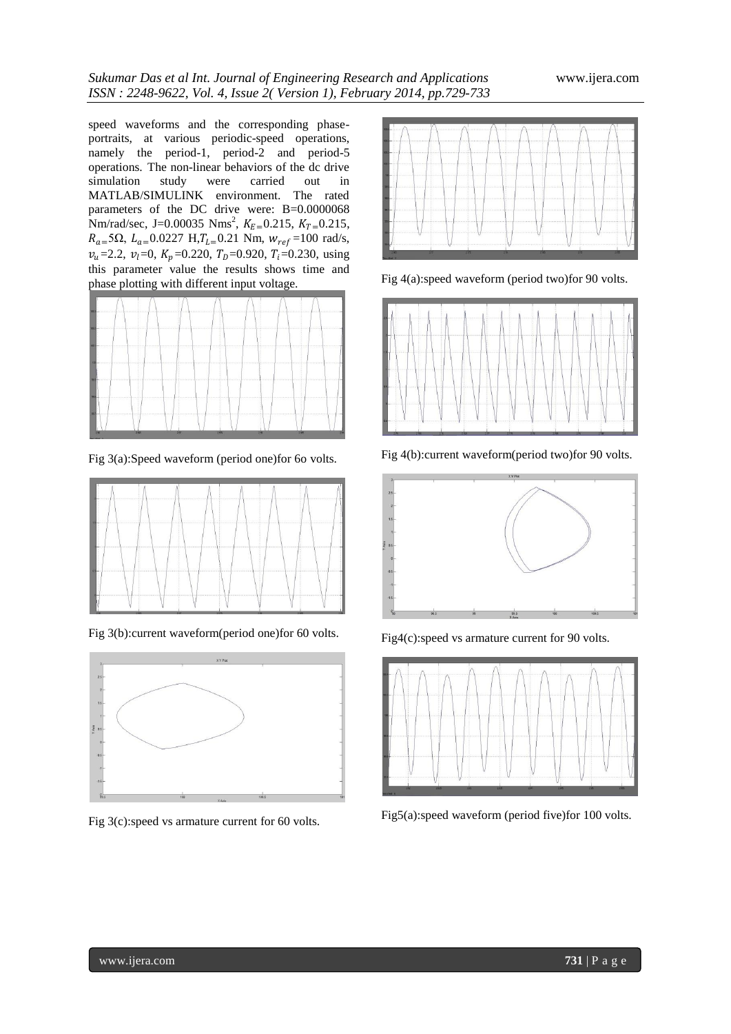speed waveforms and the corresponding phase-portraits, at various periodic-speed operations, namely the period-1, period-2 and period-5 operations. The non-linear behaviors of the dc drive simulation study were carried out in MATLAB/SIMULINK environment. The rated parameters of the DC drive were: B=0.0000068 Nm/rad/sec, J=0.00035 Nms$^2$, $K_E$=0.215, $K_T$=0.215, $R_a$=5Ω, $L_a$=0.0227 H,$T_L$=0.21 Nm, $w_{ref}$=100 rad/s, $v_u$=2.2, $v_l$=0, $K_p$=0.220, $T_D$=0.920, $T_i$=0.230, using this parameter value the results shows time and phase plotting with different input voltage.

Fig 3(a):Speed waveform (period one)for 6o volts.

Fig 3(b):current waveform(period one)for 60 volts.

Fig 3(c):speed vs armature current for 60 volts.

Fig 4(a):speed waveform (period two)for 90 volts.

Fig 4(b):current waveform(period two)for 90 volts.

Fig4(c):speed vs armature current for 90 volts.

Fig5(a):speed waveform (period five)for 100 volts.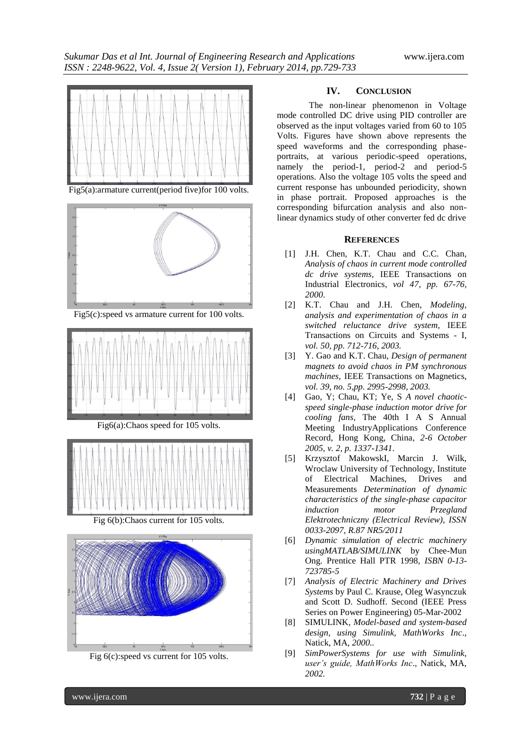Fig5(a):armature current(period five)for 100 volts.

Fig5(c):speed vs armature current for 100 volts.

Fig6(a):Chaos speed for 105 volts.

Fig 6(b):Chaos current for 105 volts.

Fig 6(c):speed vs current for 105 volts.

## IV. Conclusion

The non-linear phenomenon in Voltage mode controlled DC drive using PID controller are observed as the input voltages varied from 60 to 105 Volts. Figures have shown above represents the speed waveforms and the corresponding phase-portraits, at various periodic-speed operations, namely the period-1, period-2 and period-5 operations. Also the voltage 105 volts the speed and current response has unbounded periodicity, shown in phase portrait. Proposed approaches is the corresponding bifurcation analysis and also non-linear dynamics study of other converter fed dc drive

## References

[1] J.H. Chen, K.T. Chau and C.C. Chan, *Analysis of chaos in current mode controlled dc drive systems*, IEEE Transactions on Industrial Electronics, *vol 47, pp. 67-76, 2000.*

[2] K.T. Chau and J.H. Chen, *Modeling, analysis and experimentation of chaos in a switched reluctance drive system*, IEEE Transactions on Circuits and Systems - I, *vol. 50, pp. 712-716, 2003.*

[3] Y. Gao and K.T. Chau, *Design of permanent magnets to avoid chaos in PM synchronous machines*, IEEE Transactions on Magnetics, *vol. 39, no. 5,pp. 2995-2998, 2003.*

[4] Gao, Y; Chau, KT; Ye, S *A novel chaotic-speed single-phase induction motor drive for cooling fans*, The 40th I A S Annual Meeting IndustryApplications Conference Record, Hong Kong, China, *2-6 October 2005, v. 2, p. 1337-1341*.

[5] Krzysztof MakowskI, Marcin J. Wilk, Wroclaw University of Technology, Institute of Electrical Machines, Drives and Measurements *Determination of dynamic characteristics of the single-phase capacitor induction motor Przegland Elektrotechniczny (Electrical Review), ISSN 0033-2097, R.87 NR5/2011*

[6] *Dynamic simulation of electric machinery usingMATLAB/SIMULINK* by Chee-Mun Ong. Prentice Hall PTR 1998, *ISBN 0-13-723785-5*

[7] *Analysis of Electric Machinery and Drives Systems* by Paul C. Krause, Oleg Wasynczuk and Scott D. Sudhoff. Second (IEEE Press Series on Power Engineering) 05-Mar-2002

[8] SIMULINK, *Model-based and system-based design, using Simulink, MathWorks Inc*., Natick, MA, *2000.*.

[9] *SimPowerSystems for use with Simulink, user's guide, MathWorks Inc*., Natick, MA, *2002.*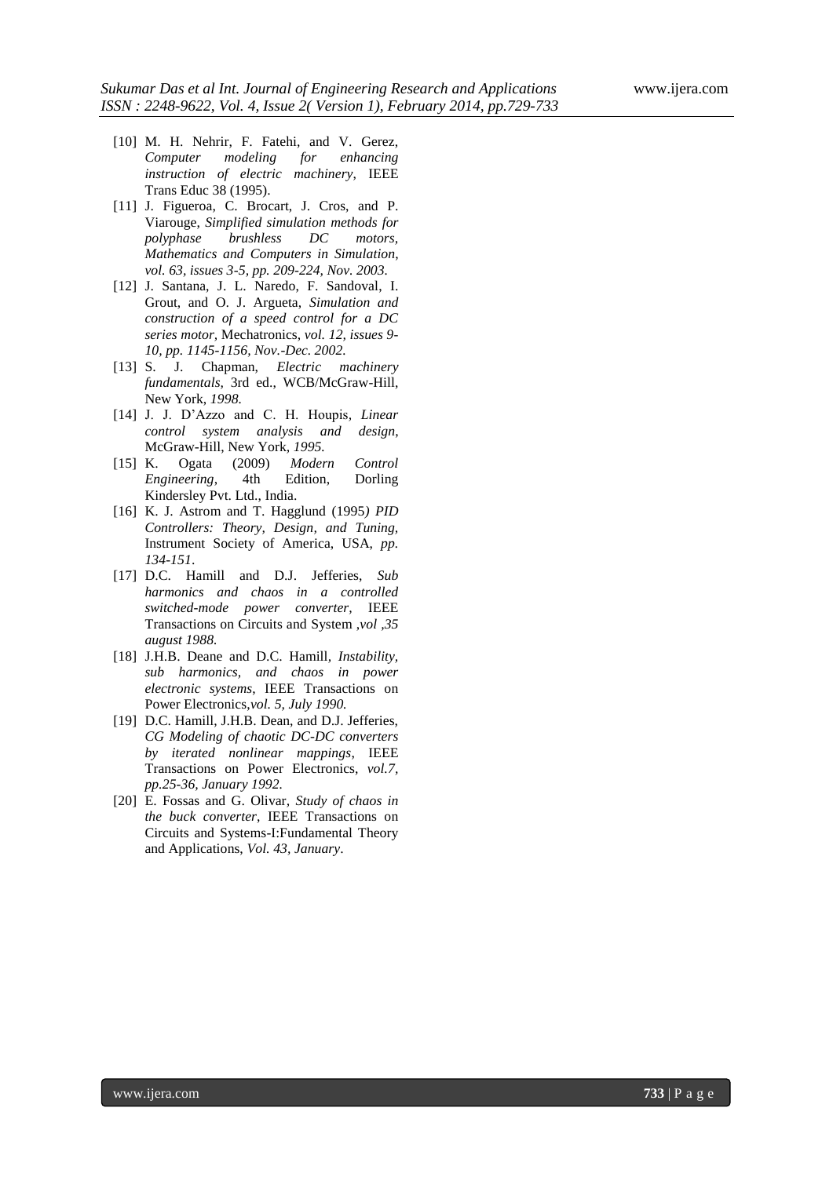[10] M. H. Nehrir, F. Fatehi, and V. Gerez, *Computer modeling for enhancing instruction of electric machinery*, IEEE Trans Educ 38 (1995).

[11] J. Figueroa, C. Brocart, J. Cros, and P. Viarouge, *Simplified simulation methods for polyphase brushless DC motors, Mathematics and Computers in Simulation, vol. 63, issues 3-5, pp. 209-224, Nov. 2003.*

[12] J. Santana, J. L. Naredo, F. Sandoval, I. Grout, and O. J. Argueta, *Simulation and construction of a speed control for a DC series motor*, Mechatronics, *vol. 12, issues 9-10, pp. 1145-1156, Nov.-Dec. 2002.*

[13] S. J. Chapman, *Electric machinery fundamentals*, 3rd ed., WCB/McGraw-Hill, New York, *1998.*

[14] J. J. D'Azzo and C. H. Houpis, *Linear control system analysis and design*, McGraw-Hill, New York, *1995.*

[15] K. Ogata (2009) *Modern Control Engineering*, 4th Edition, Dorling Kindersley Pvt. Ltd., India.

[16] K. J. Astrom and T. Hagglund (1995*) PID Controllers: Theory, Design, and Tuning*, Instrument Society of America, USA, *pp. 134-151*.

[17] D.C. Hamill and D.J. Jefferies, *Sub harmonics and chaos in a controlled switched-mode power converter*, IEEE Transactions on Circuits and System *,vol ,35 august 1988.*

[18] J.H.B. Deane and D.C. Hamill, *Instability, sub harmonics, and chaos in power electronic systems*, IEEE Transactions on Power Electronics,*vol. 5, July 1990.*

[19] D.C. Hamill, J.H.B. Dean, and D.J. Jefferies, *CG Modeling of chaotic DC-DC converters by iterated nonlinear mappings*, IEEE Transactions on Power Electronics, *vol.7, pp.25-36, January 1992.*

[20] E. Fossas and G. Olivar, *Study of chaos in the buck converter*, IEEE Transactions on Circuits and Systems-I:Fundamental Theory and Applications, *Vol. 43, January*.